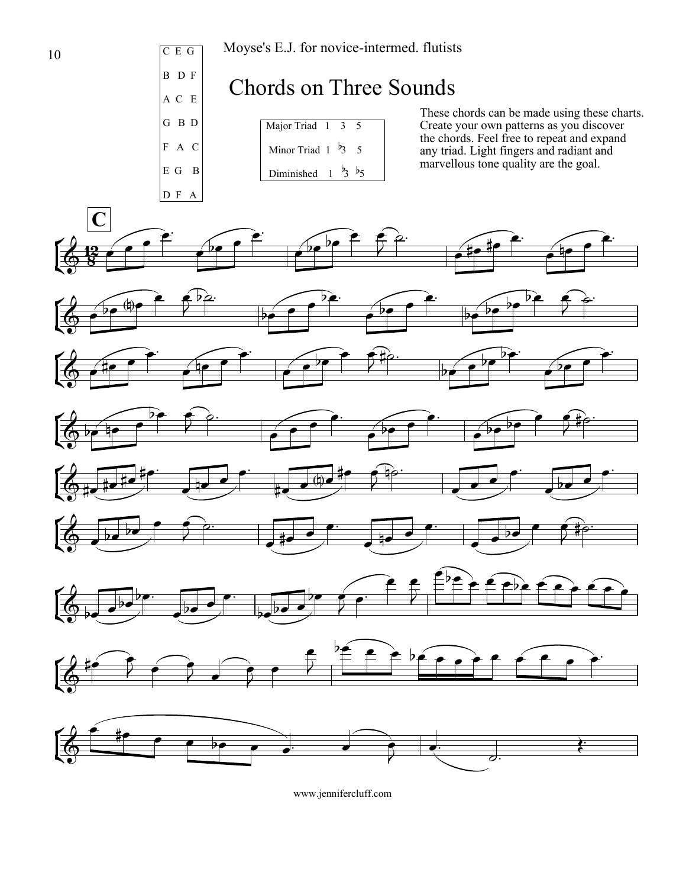Moyse's E.J. for novice-intermed. flutists

| C E G |
|---|
| B D F |
| A C E |
| G B D |
| F A C |
| E G B |
| D F A |

# Chords on Three Sounds

| Major Triad | 1 | 3 | 5 |
|---|---|---|---|
| Minor Triad | 1 | ♭3 | 5 |
| Diminished | 1 | ♭3 | ♭5 |

These chords can be made using these charts. Create your own patterns as you discover the chords. Feel free to repeat and expand any triad. Light fingers and radiant and marvellous tone quality are the goal.

**C**

www.jennifercluff.com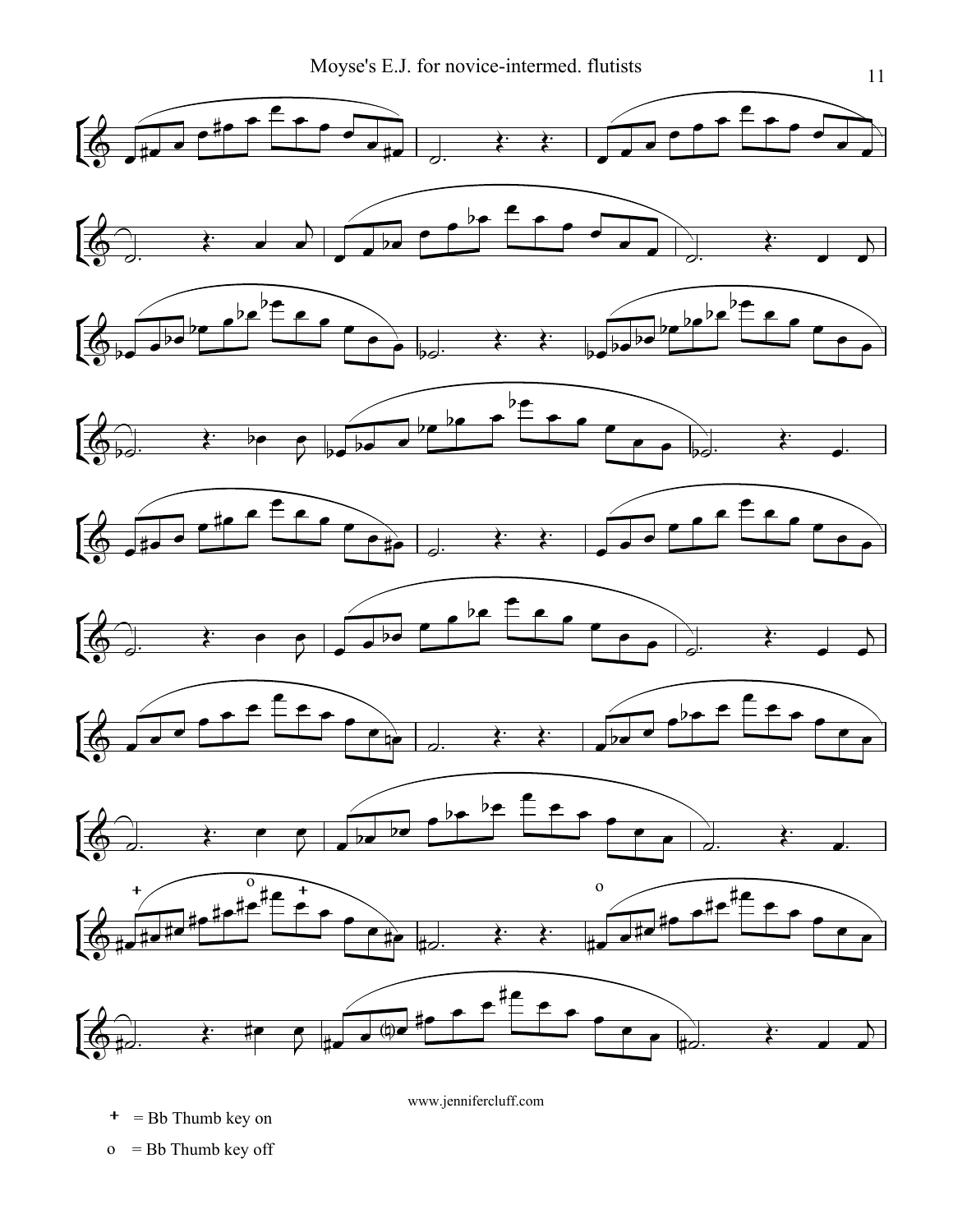www.jennifercluff.com

+ = Bb Thumb key on

o = Bb Thumb key off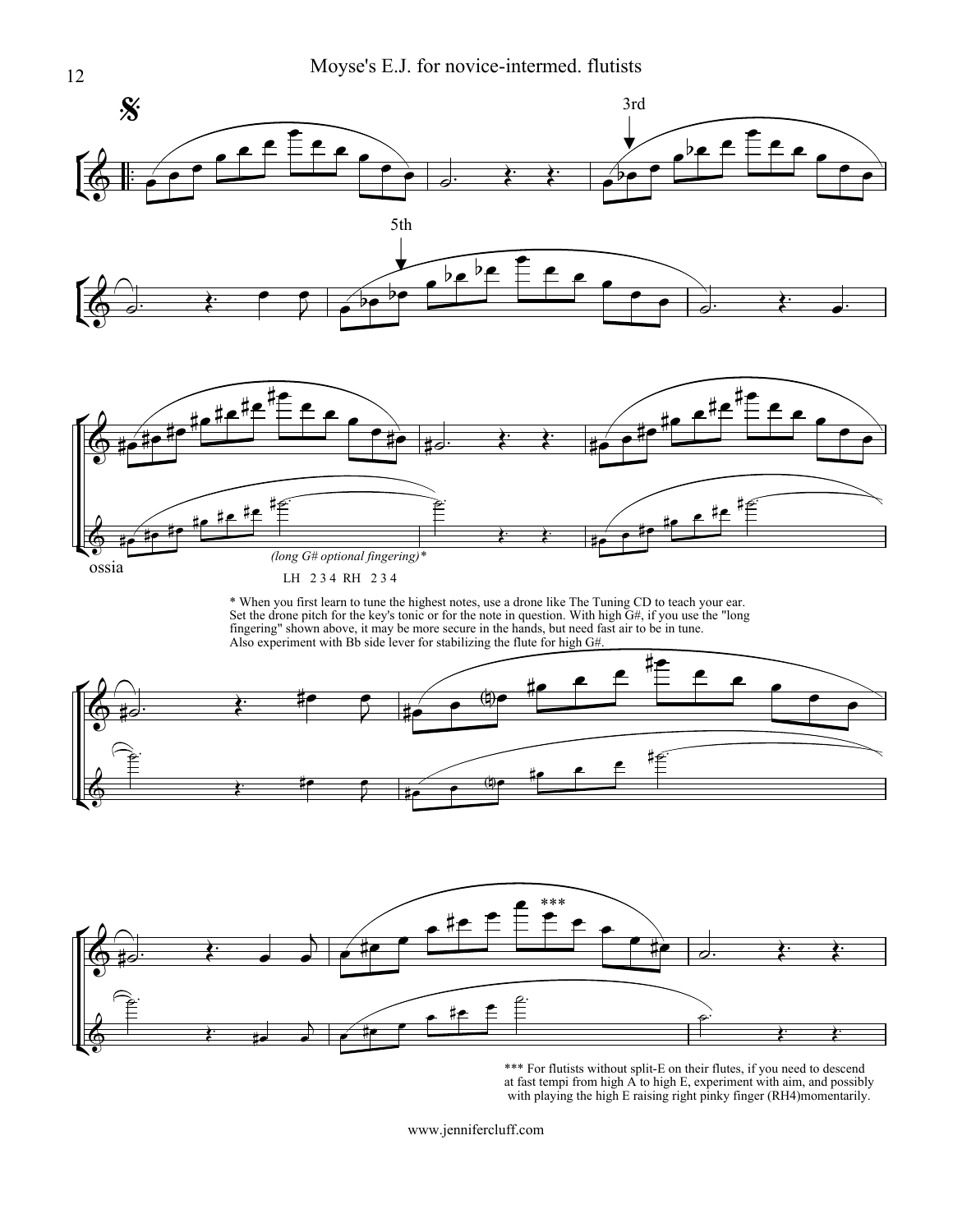3rd

5th

ossia

*(long G# optional fingering)**

LH 2 3 4 RH 2 3 4

* When you first learn to tune the highest notes, use a drone like The Tuning CD to teach your ear. Set the drone pitch for the key's tonic or for the note in question. With high G#, if you use the "long fingering" shown above, it may be more secure in the hands, but need fast air to be in tune. Also experiment with Bb side lever for stabilizing the flute for high G#.

***

*** For flutists without split-E on their flutes, if you need to descend at fast tempi from high A to high E, experiment with aim, and possibly with playing the high E raising right pinky finger (RH4)momentarily.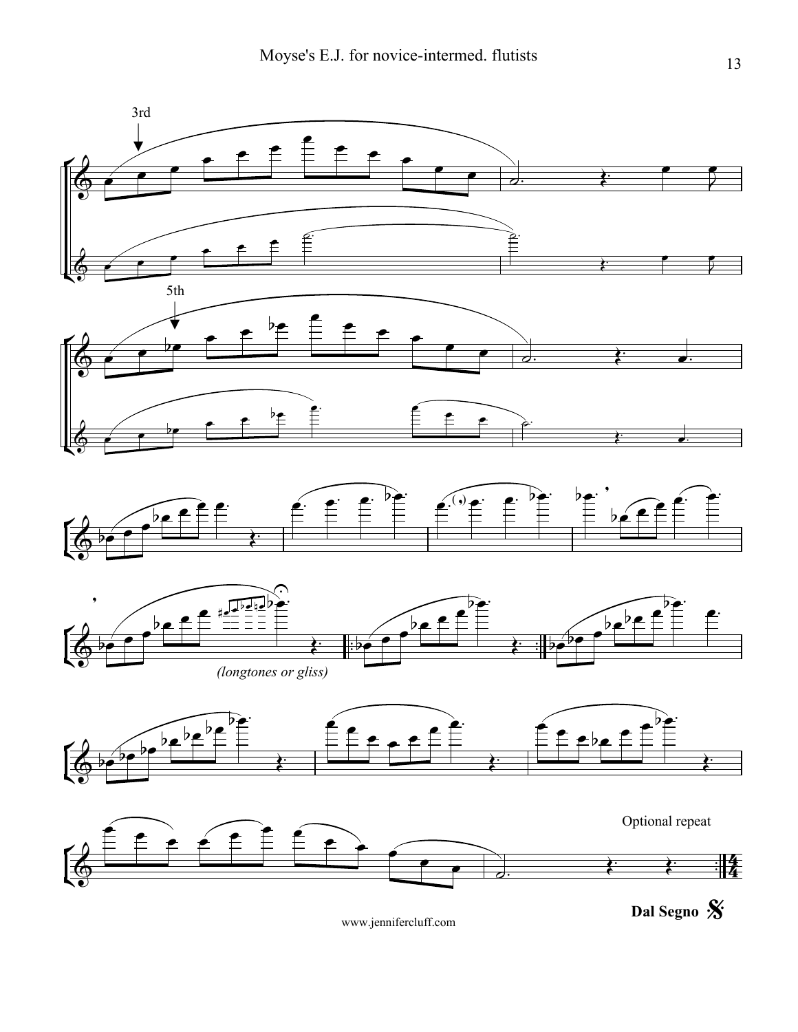3rd

5th

*(longtones or gliss)*

Optional repeat

**Dal Segno** 𝄋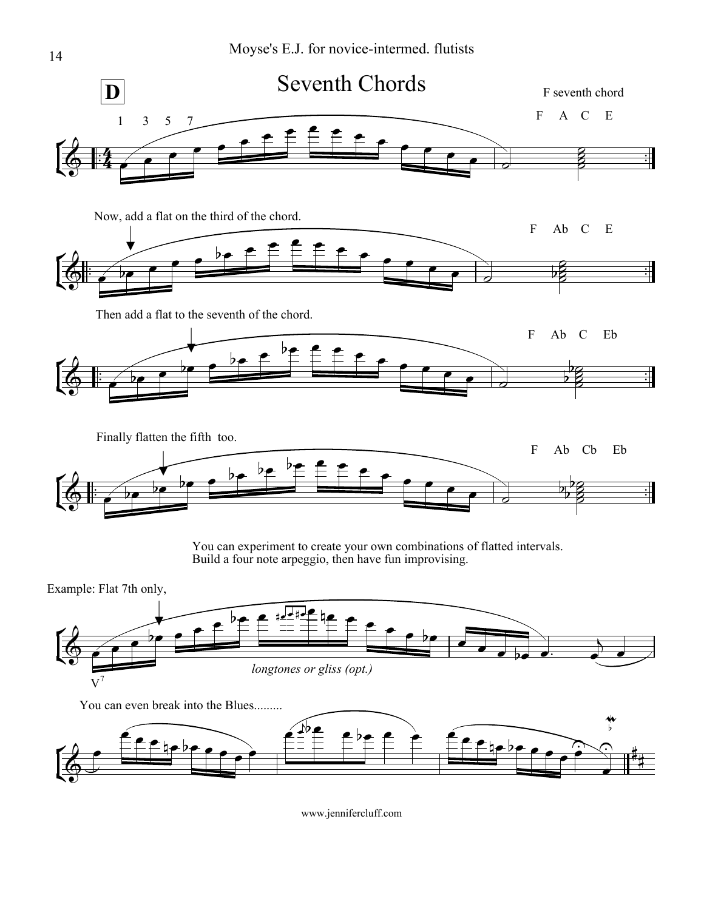**D**

# Seventh Chords

F seventh chord

1 3 5 7

F A C E

Now, add a flat on the third of the chord.

F Ab C E

Then add a flat to the seventh of the chord.

F Ab C Eb

Finally flatten the fifth too.

F Ab Cb Eb

You can experiment to create your own combinations of flatted intervals.
Build a four note arpeggio, then have fun improvising.

Example: Flat 7th only,

*longtones or gliss (opt.)*

$V^7$

You can even break into the Blues.........

www.jennifercluff.com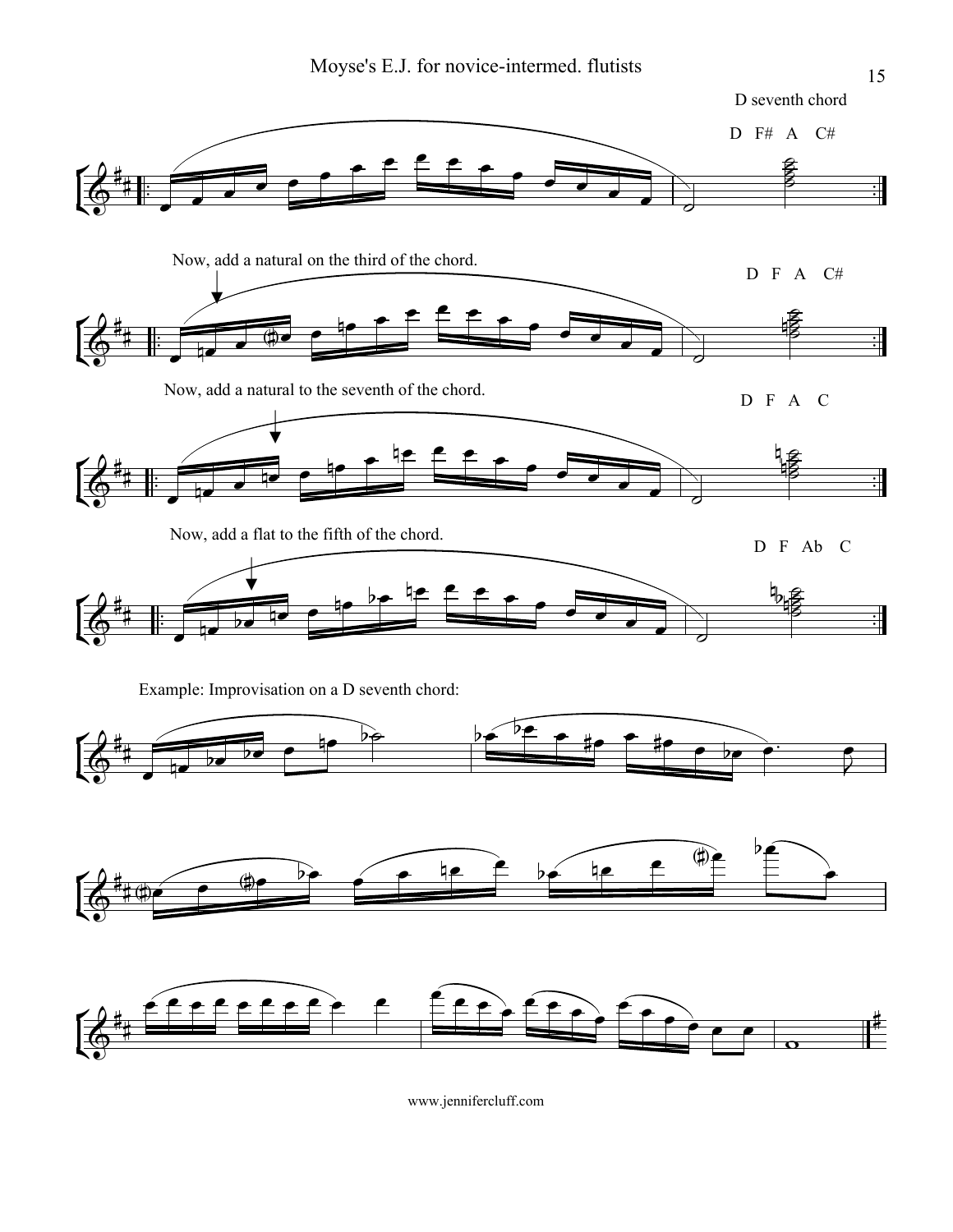D seventh chord

D F# A C#

Now, add a natural on the third of the chord.

D F A C#

Now, add a natural to the seventh of the chord.

D F A C

Now, add a flat to the fifth of the chord.

D F Ab C

Example: Improvisation on a D seventh chord:

www.jennifercluff.com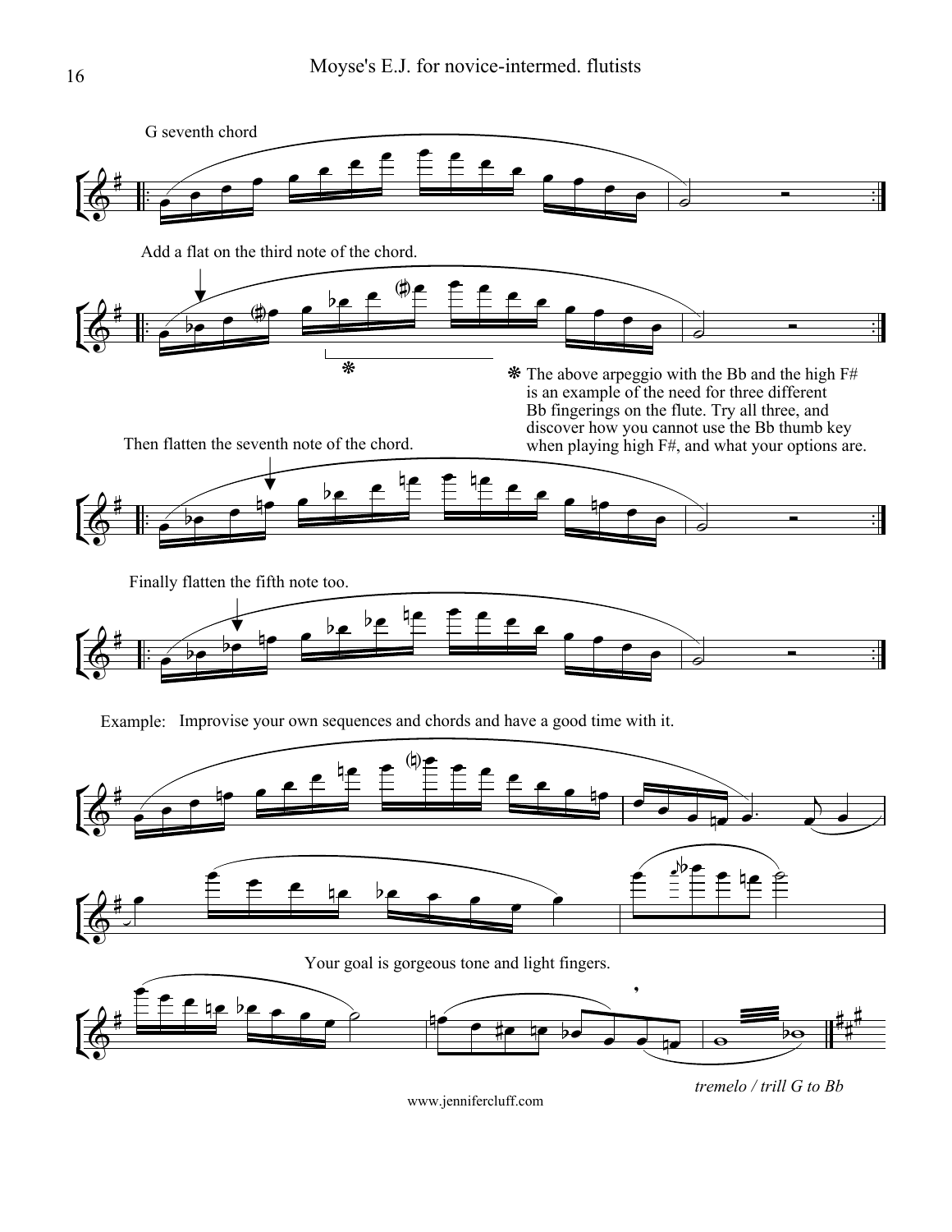G seventh chord

Add a flat on the third note of the chord.

❋ The above arpeggio with the Bb and the high F# is an example of the need for three different Bb fingerings on the flute. Try all three, and discover how you cannot use the Bb thumb key when playing high F#, and what your options are.

Then flatten the seventh note of the chord.

Finally flatten the fifth note too.

Example: Improvise your own sequences and chords and have a good time with it.

Your goal is gorgeous tone and light fingers.

*tremelo / trill G to Bb*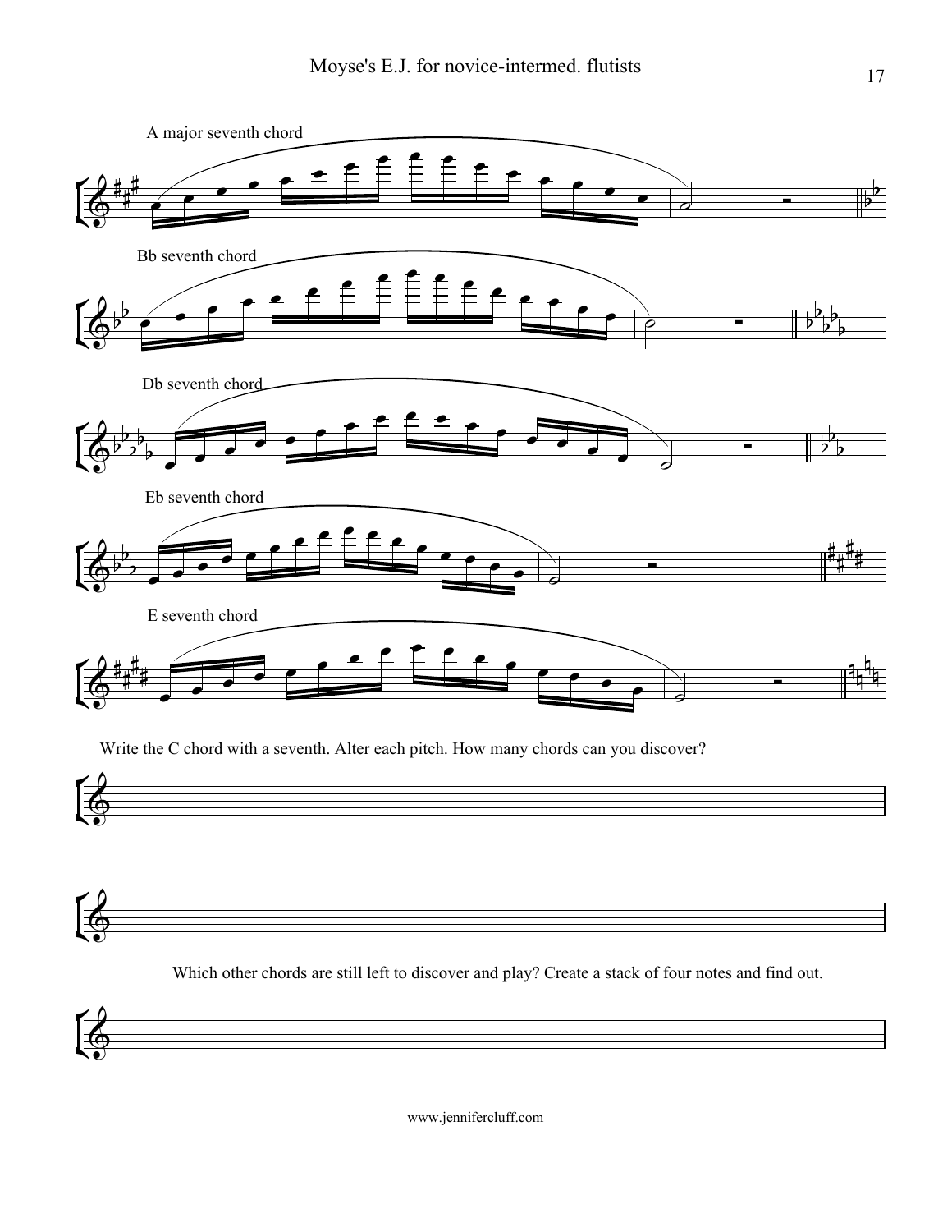A major seventh chord

Bb seventh chord

Db seventh chord

Eb seventh chord

E seventh chord

Write the C chord with a seventh. Alter each pitch. How many chords can you discover?

Which other chords are still left to discover and play? Create a stack of four notes and find out.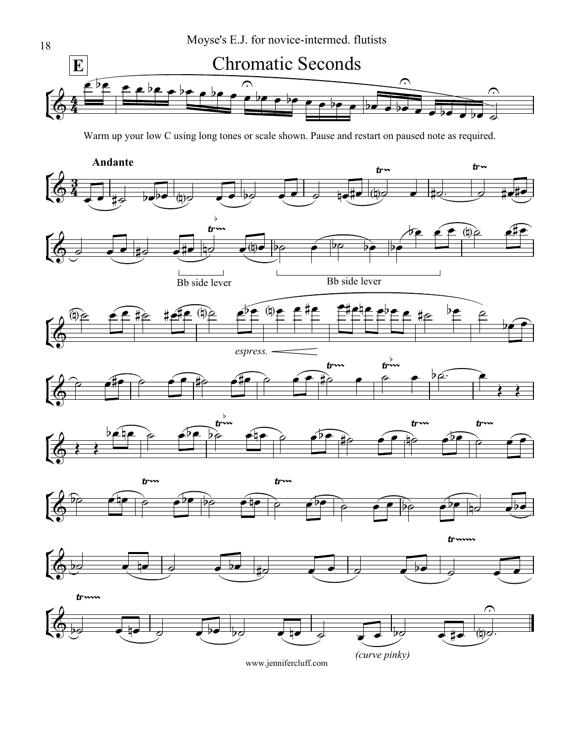**E**

# Chromatic Seconds

Warm up your low C using long tones or scale shown. Pause and restart on paused note as required.

**Andante**

Bb side lever

Bb side lever

*espress.*

*(curve pinky)*

www.jennifercluff.com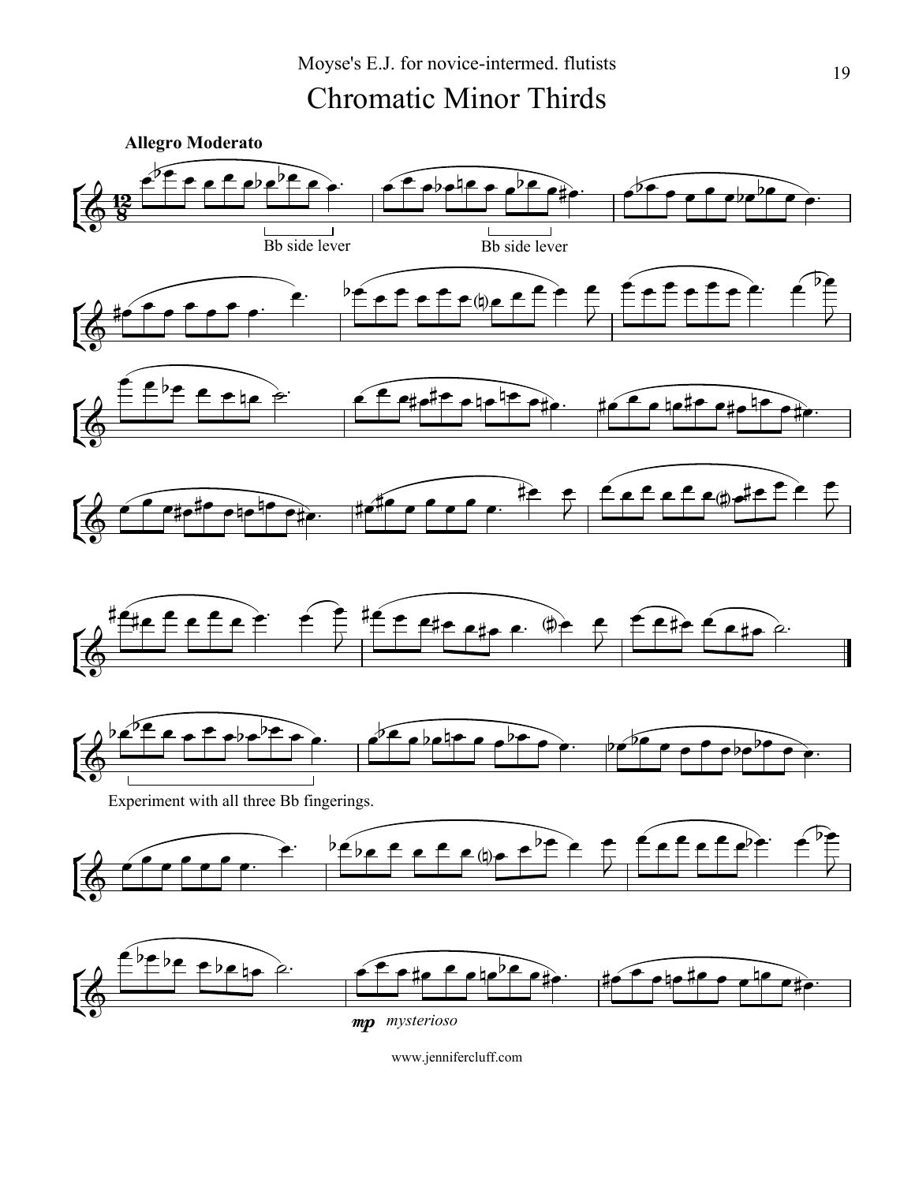Moyse's E.J. for novice-intermed. flutists

# Chromatic Minor Thirds

**Allegro Moderato**

Bb side lever

Bb side lever

Experiment with all three Bb fingerings.

*mp* *mysterioso*

www.jennifercluff.com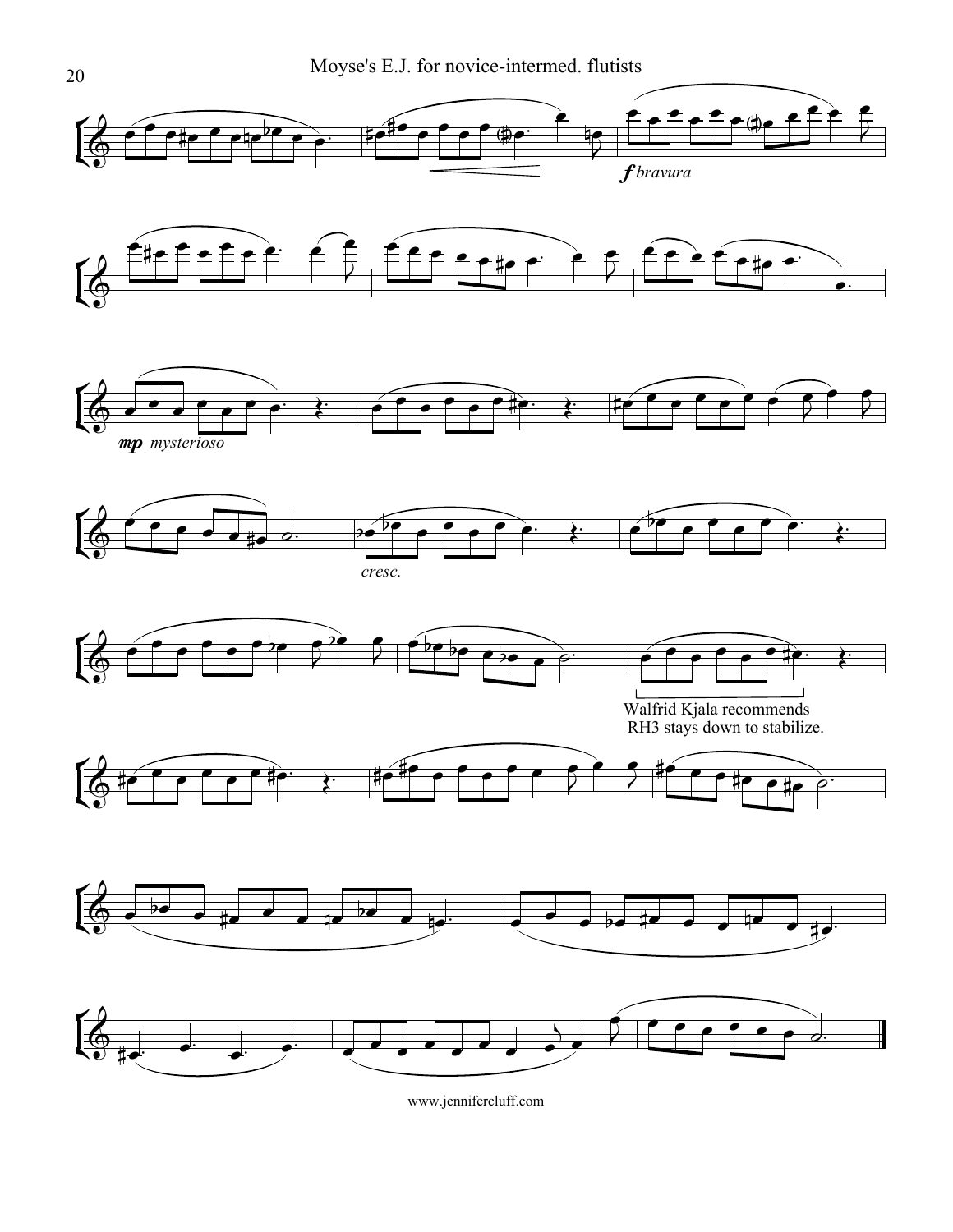*f bravura*

*mp mysterioso*

*cresc.*

Walfrid Kjala recommends
RH3 stays down to stabilize.

www.jennifercluff.com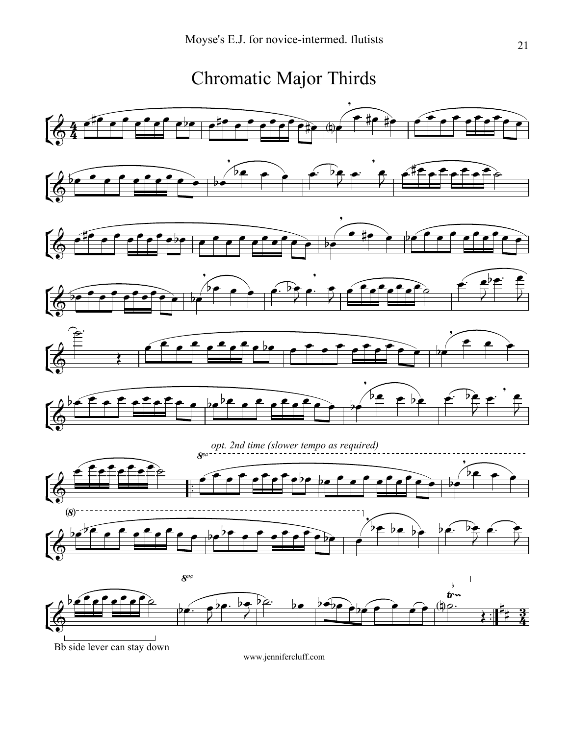# Chromatic Major Thirds

*opt. 2nd time (slower tempo as required)*

Bb side lever can stay down